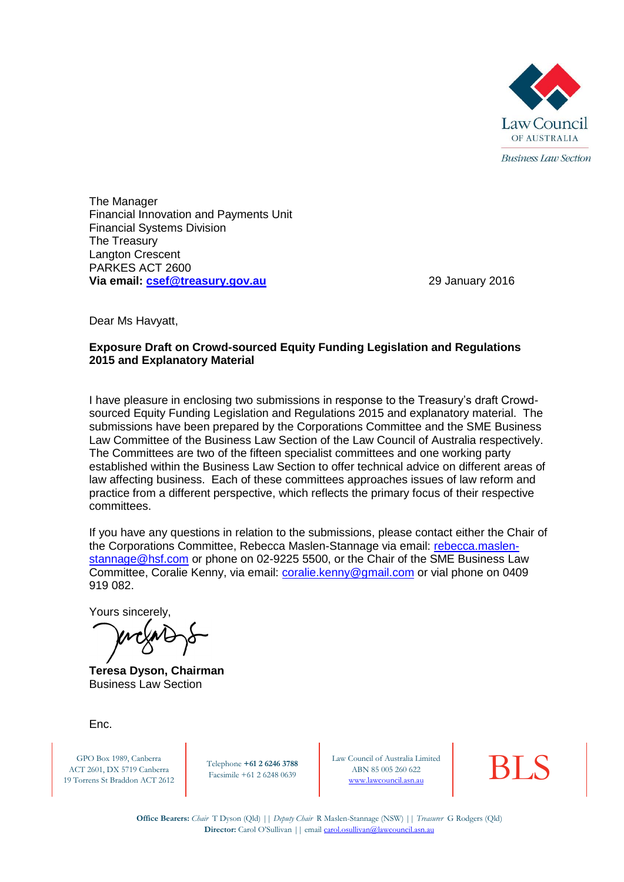Law Council OF AUSTRALIA

*Business Law Section*

The Manager
Financial Innovation and Payments Unit
Financial Systems Division
The Treasury
Langton Crescent
PARKES ACT 2600
**Via email: csef@treasury.gov.au**

29 January 2016

Dear Ms Havyatt,

**Exposure Draft on Crowd-sourced Equity Funding Legislation and Regulations 2015 and Explanatory Material**

I have pleasure in enclosing two submissions in response to the Treasury's draft Crowd-sourced Equity Funding Legislation and Regulations 2015 and explanatory material. The submissions have been prepared by the Corporations Committee and the SME Business Law Committee of the Business Law Section of the Law Council of Australia respectively. The Committees are two of the fifteen specialist committees and one working party established within the Business Law Section to offer technical advice on different areas of law affecting business. Each of these committees approaches issues of law reform and practice from a different perspective, which reflects the primary focus of their respective committees.

If you have any questions in relation to the submissions, please contact either the Chair of the Corporations Committee, Rebecca Maslen-Stannage via email: rebecca.maslen-stannage@hsf.com or phone on 02-9225 5500, or the Chair of the SME Business Law Committee, Coralie Kenny, via email: coralie.kenny@gmail.com or vial phone on 0409 919 082.

Yours sincerely,

**Teresa Dyson, Chairman**
Business Law Section

Enc.

GPO Box 1989, Canberra
ACT 2601, DX 5719 Canberra
19 Torrens St Braddon ACT 2612

Telephone **+61 2 6246 3788**
Facsimile +61 2 6248 0639

Law Council of Australia Limited
ABN 85 005 260 622
www.lawcouncil.asn.au

BLS

**Office Bearers:** *Chair* T Dyson (Qld) || *Deputy Chair* R Maslen-Stannage (NSW) || *Treasurer* G Rodgers (Qld)
**Director:** Carol O'Sullivan || email carol.osullivan@lawcouncil.asn.au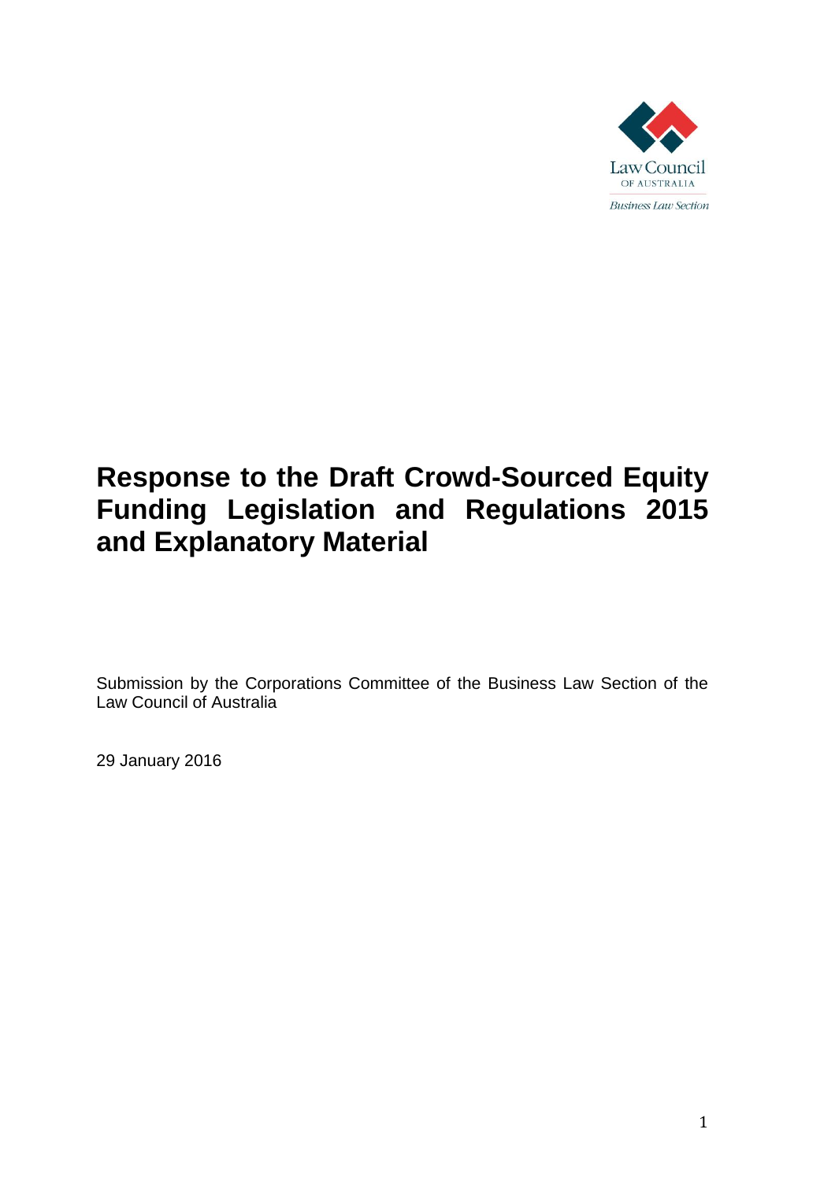# Response to the Draft Crowd-Sourced Equity Funding Legislation and Regulations 2015 and Explanatory Material

Submission by the Corporations Committee of the Business Law Section of the Law Council of Australia

29 January 2016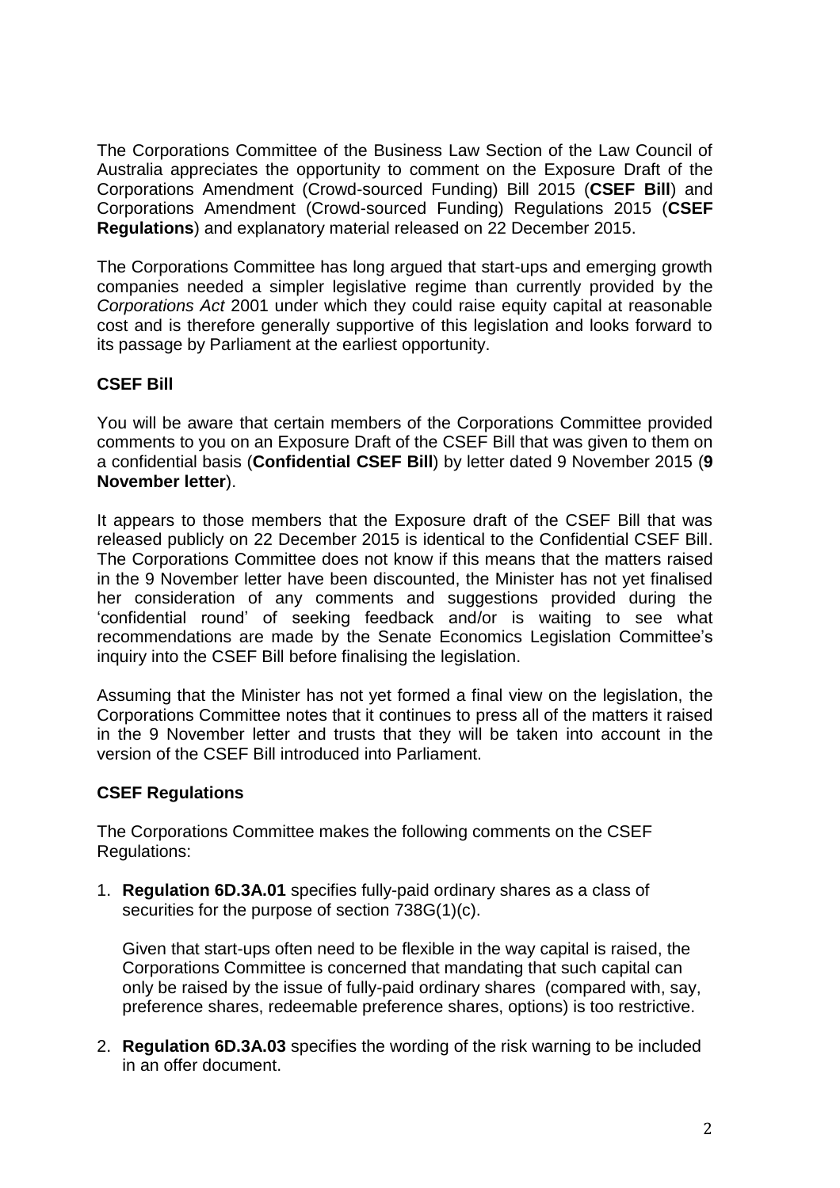The Corporations Committee of the Business Law Section of the Law Council of Australia appreciates the opportunity to comment on the Exposure Draft of the Corporations Amendment (Crowd-sourced Funding) Bill 2015 (**CSEF Bill**) and Corporations Amendment (Crowd-sourced Funding) Regulations 2015 (**CSEF Regulations**) and explanatory material released on 22 December 2015.

The Corporations Committee has long argued that start-ups and emerging growth companies needed a simpler legislative regime than currently provided by the *Corporations Act* 2001 under which they could raise equity capital at reasonable cost and is therefore generally supportive of this legislation and looks forward to its passage by Parliament at the earliest opportunity.

**CSEF Bill**

You will be aware that certain members of the Corporations Committee provided comments to you on an Exposure Draft of the CSEF Bill that was given to them on a confidential basis (**Confidential CSEF Bill**) by letter dated 9 November 2015 (**9 November letter**).

It appears to those members that the Exposure draft of the CSEF Bill that was released publicly on 22 December 2015 is identical to the Confidential CSEF Bill. The Corporations Committee does not know if this means that the matters raised in the 9 November letter have been discounted, the Minister has not yet finalised her consideration of any comments and suggestions provided during the 'confidential round' of seeking feedback and/or is waiting to see what recommendations are made by the Senate Economics Legislation Committee's inquiry into the CSEF Bill before finalising the legislation.

Assuming that the Minister has not yet formed a final view on the legislation, the Corporations Committee notes that it continues to press all of the matters it raised in the 9 November letter and trusts that they will be taken into account in the version of the CSEF Bill introduced into Parliament.

**CSEF Regulations**

The Corporations Committee makes the following comments on the CSEF Regulations:

1. **Regulation 6D.3A.01** specifies fully-paid ordinary shares as a class of securities for the purpose of section 738G(1)(c).

   Given that start-ups often need to be flexible in the way capital is raised, the Corporations Committee is concerned that mandating that such capital can only be raised by the issue of fully-paid ordinary shares (compared with, say, preference shares, redeemable preference shares, options) is too restrictive.

2. **Regulation 6D.3A.03** specifies the wording of the risk warning to be included in an offer document.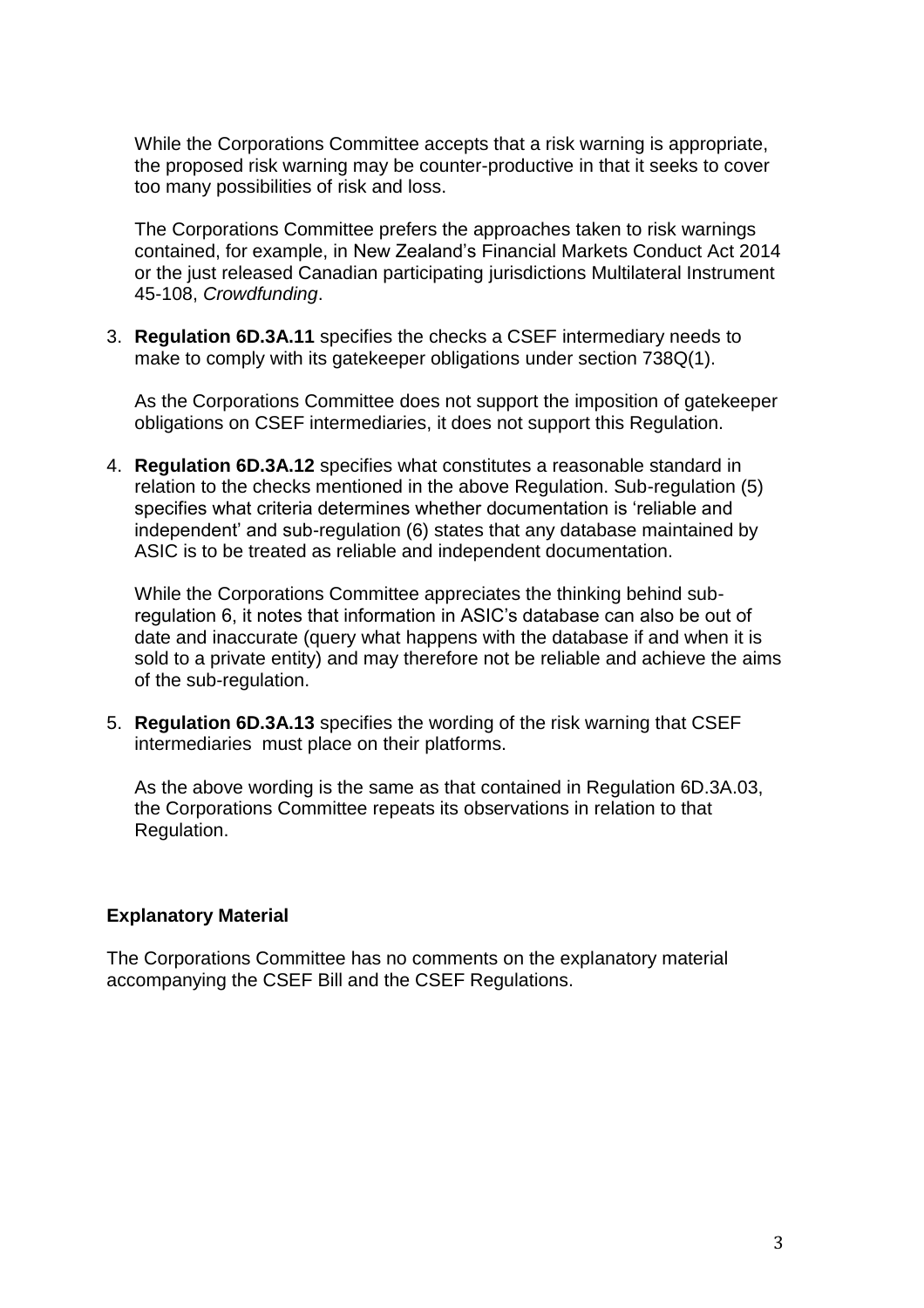While the Corporations Committee accepts that a risk warning is appropriate, the proposed risk warning may be counter-productive in that it seeks to cover too many possibilities of risk and loss.

The Corporations Committee prefers the approaches taken to risk warnings contained, for example, in New Zealand's Financial Markets Conduct Act 2014 or the just released Canadian participating jurisdictions Multilateral Instrument 45-108, *Crowdfunding*.

3. **Regulation 6D.3A.11** specifies the checks a CSEF intermediary needs to make to comply with its gatekeeper obligations under section 738Q(1).

   As the Corporations Committee does not support the imposition of gatekeeper obligations on CSEF intermediaries, it does not support this Regulation.

4. **Regulation 6D.3A.12** specifies what constitutes a reasonable standard in relation to the checks mentioned in the above Regulation. Sub-regulation (5) specifies what criteria determines whether documentation is 'reliable and independent' and sub-regulation (6) states that any database maintained by ASIC is to be treated as reliable and independent documentation.

   While the Corporations Committee appreciates the thinking behind sub-regulation 6, it notes that information in ASIC's database can also be out of date and inaccurate (query what happens with the database if and when it is sold to a private entity) and may therefore not be reliable and achieve the aims of the sub-regulation.

5. **Regulation 6D.3A.13** specifies the wording of the risk warning that CSEF intermediaries must place on their platforms.

   As the above wording is the same as that contained in Regulation 6D.3A.03, the Corporations Committee repeats its observations in relation to that Regulation.

**Explanatory Material**

The Corporations Committee has no comments on the explanatory material accompanying the CSEF Bill and the CSEF Regulations.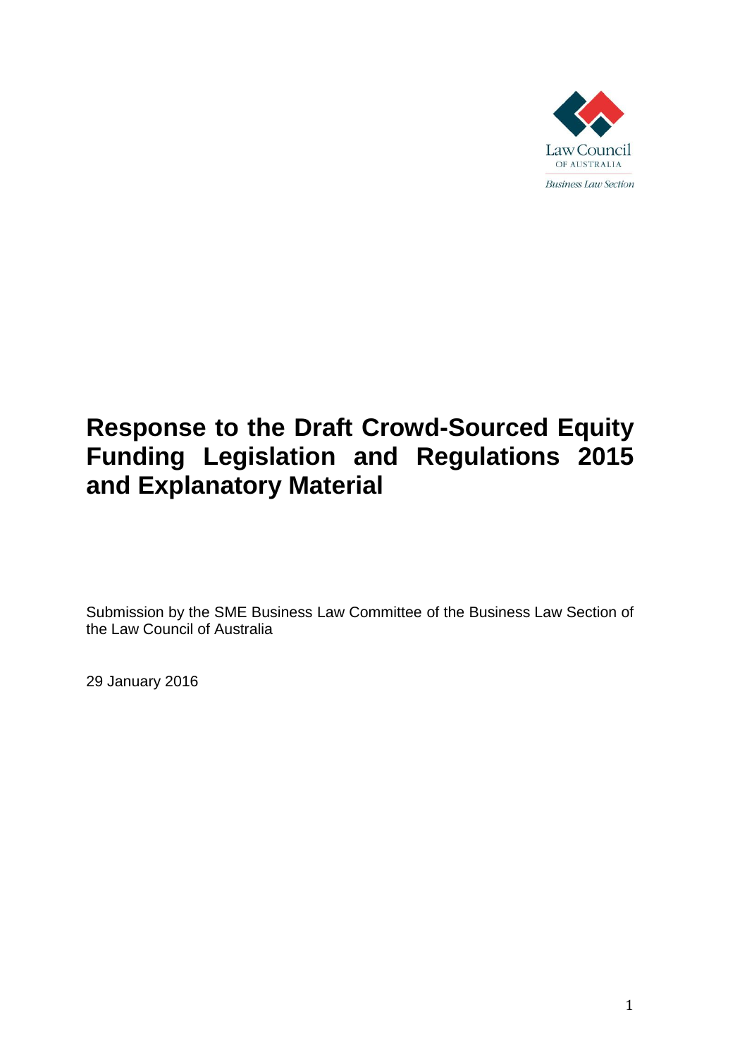# Response to the Draft Crowd-Sourced Equity Funding Legislation and Regulations 2015 and Explanatory Material

Submission by the SME Business Law Committee of the Business Law Section of the Law Council of Australia

29 January 2016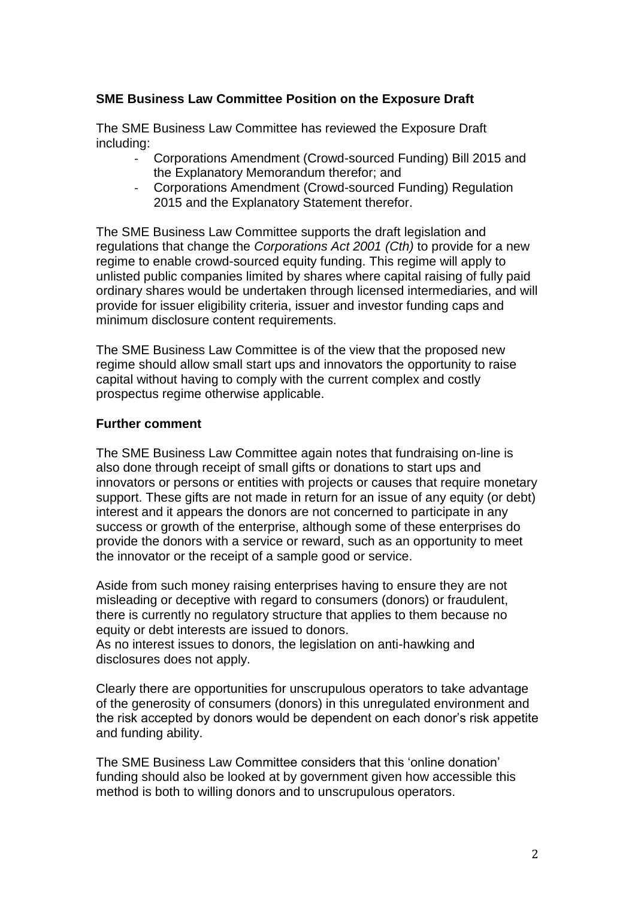**SME Business Law Committee Position on the Exposure Draft**

The SME Business Law Committee has reviewed the Exposure Draft including:

- Corporations Amendment (Crowd-sourced Funding) Bill 2015 and the Explanatory Memorandum therefor; and
- Corporations Amendment (Crowd-sourced Funding) Regulation 2015 and the Explanatory Statement therefor.

The SME Business Law Committee supports the draft legislation and regulations that change the *Corporations Act 2001 (Cth)* to provide for a new regime to enable crowd-sourced equity funding. This regime will apply to unlisted public companies limited by shares where capital raising of fully paid ordinary shares would be undertaken through licensed intermediaries, and will provide for issuer eligibility criteria, issuer and investor funding caps and minimum disclosure content requirements.

The SME Business Law Committee is of the view that the proposed new regime should allow small start ups and innovators the opportunity to raise capital without having to comply with the current complex and costly prospectus regime otherwise applicable.

**Further comment**

The SME Business Law Committee again notes that fundraising on-line is also done through receipt of small gifts or donations to start ups and innovators or persons or entities with projects or causes that require monetary support. These gifts are not made in return for an issue of any equity (or debt) interest and it appears the donors are not concerned to participate in any success or growth of the enterprise, although some of these enterprises do provide the donors with a service or reward, such as an opportunity to meet the innovator or the receipt of a sample good or service.

Aside from such money raising enterprises having to ensure they are not misleading or deceptive with regard to consumers (donors) or fraudulent, there is currently no regulatory structure that applies to them because no equity or debt interests are issued to donors.
As no interest issues to donors, the legislation on anti-hawking and disclosures does not apply.

Clearly there are opportunities for unscrupulous operators to take advantage of the generosity of consumers (donors) in this unregulated environment and the risk accepted by donors would be dependent on each donor's risk appetite and funding ability.

The SME Business Law Committee considers that this 'online donation' funding should also be looked at by government given how accessible this method is both to willing donors and to unscrupulous operators.